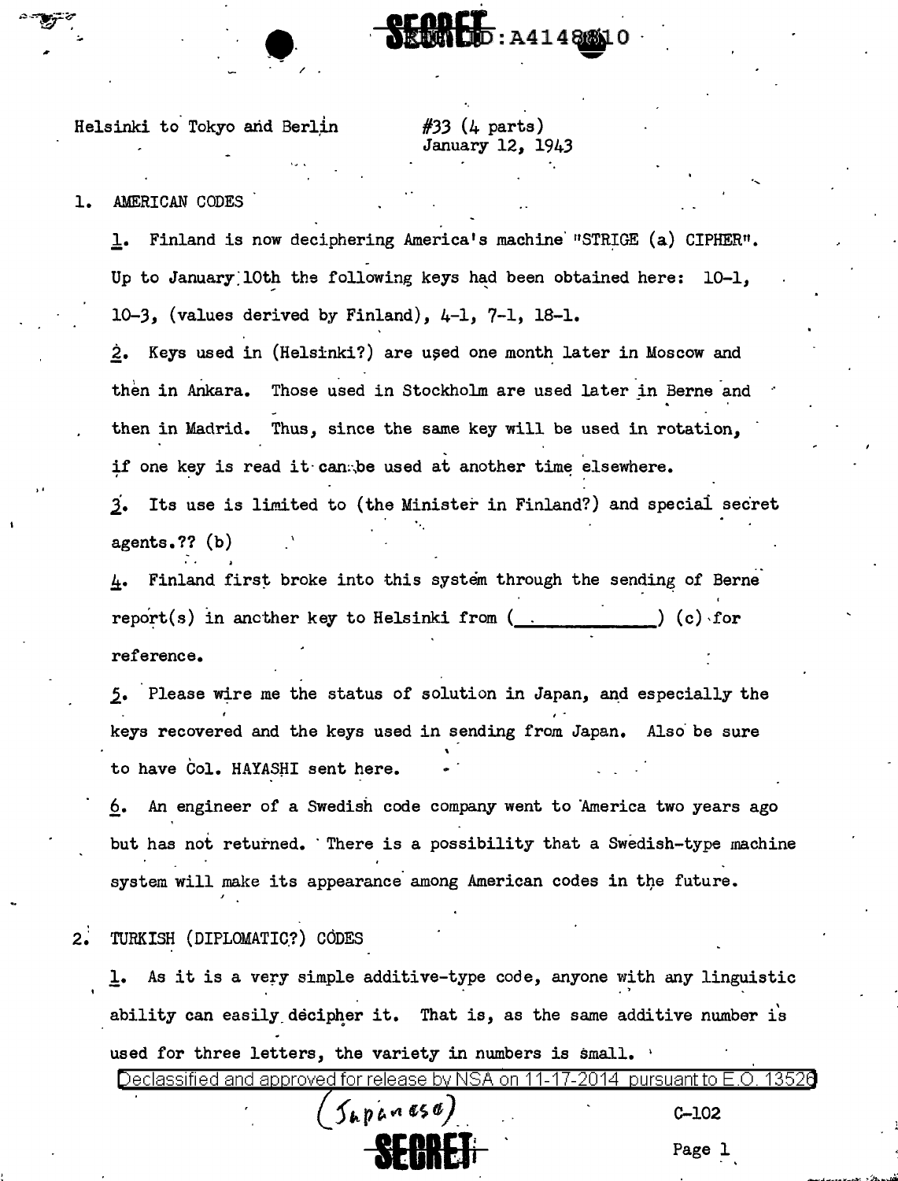SECRET REF ID: A4148810

Helsinki to Tokyo and Berlin

#33 (4 parts)
January 12, 1943

1. AMERICAN CODES

1. Finland is now deciphering America's machine "STRIGE (a) CIPHER". Up to January 10th the following keys had been obtained here: 10-1, 10-3, (values derived by Finland), 4-1, 7-1, 18-1.

2. Keys used in (Helsinki?) are used one month later in Moscow and then in Ankara. Those used in Stockholm are used later in Berne and then in Madrid. Thus, since the same key will be used in rotation, if one key is read it can be used at another time elsewhere.

3. Its use is limited to (the Minister in Finland?) and special secret agents.?? (b)

4. Finland first broke into this system through the sending of Berne report(s) in another key to Helsinki from (\_\_\_\_\_\_\_\_\_\_\_\_) (c) for reference.

5. Please wire me the status of solution in Japan, and especially the keys recovered and the keys used in sending from Japan. Also be sure to have Col. HAYASHI sent here.

6. An engineer of a Swedish code company went to America two years ago but has not returned. There is a possibility that a Swedish-type machine system will make its appearance among American codes in the future.

2. TURKISH (DIPLOMATIC?) CODES

1. As it is a very simple additive-type code, anyone with any linguistic ability can easily decipher it. That is, as the same additive number is used for three letters, the variety in numbers is small.

Declassified and approved for release by NSA on 11-17-2014 pursuant to E.O. 13526

(Japanese)

C-102

SECRET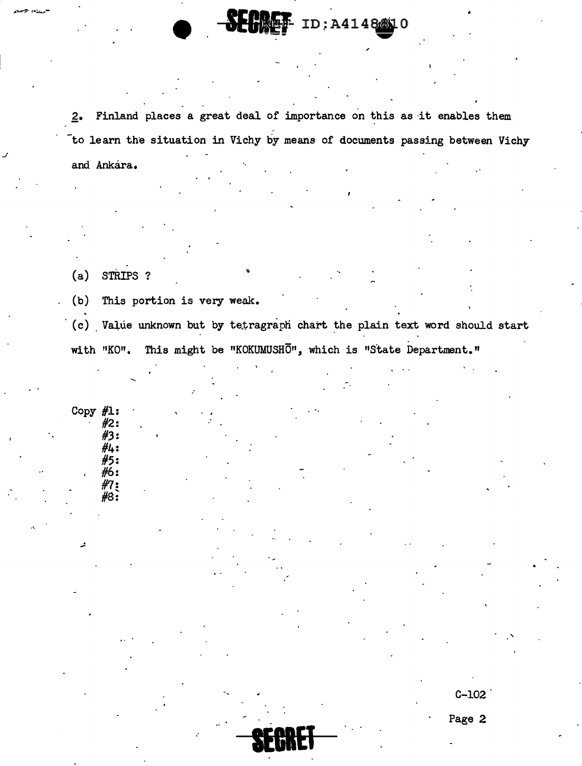2. Finland places a great deal of importance on this as it enables them to learn the situation in Vichy by means of documents passing between Vichy and Ankara.

(a) STRIPS ?

(b) This portion is very weak.

(c) Value unknown but by tetragraph chart the plain text word should start with "KO". This might be "KOKUMUSHŌ", which is "State Department."

Copy #1:
#2:
#3:
#4:
#5:
#6:
#7:
#8:

C-102